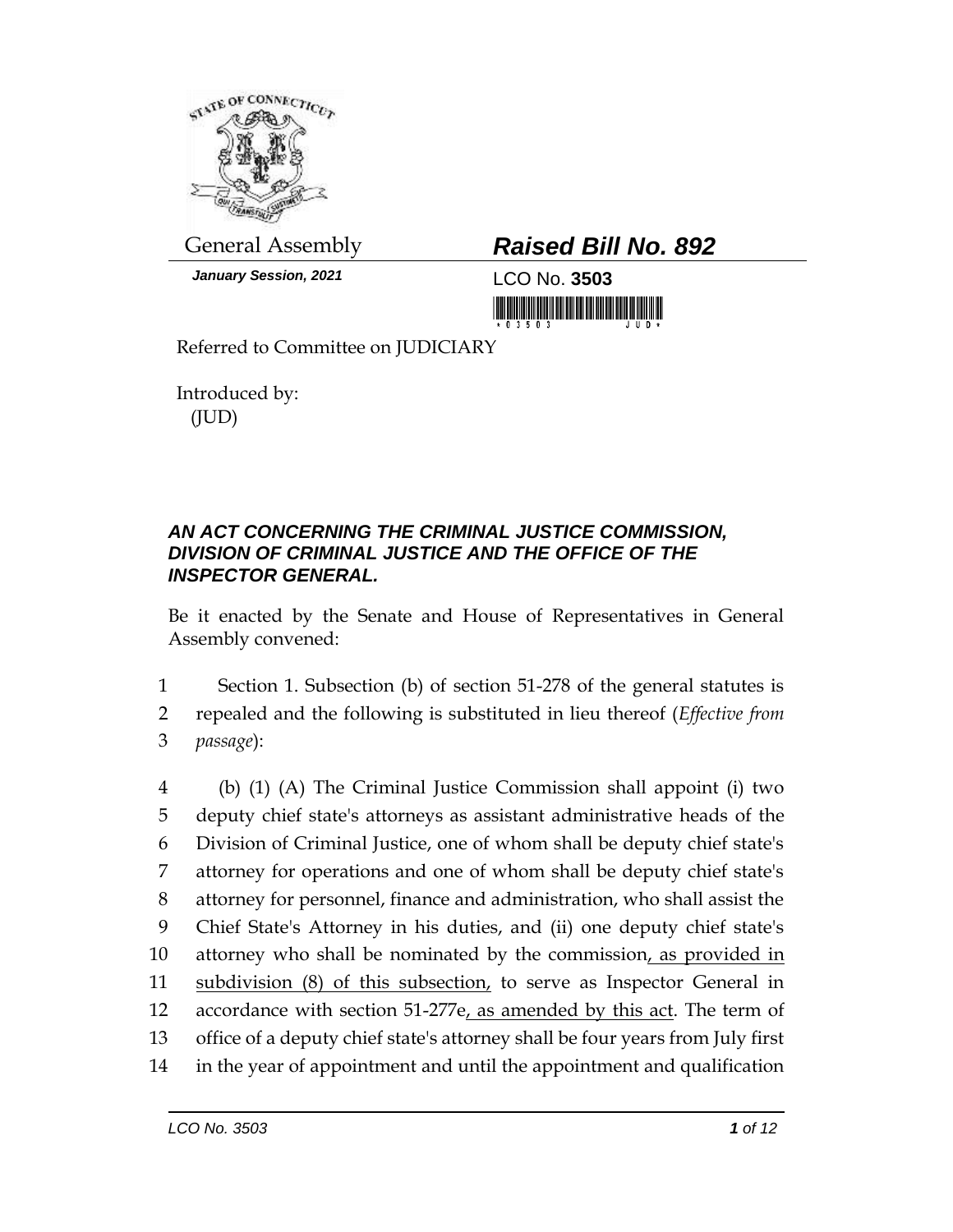General Assembly

***Raised Bill No. 892***

***January Session, 2021***

LCO No. **3503**

Referred to Committee on JUDICIARY

Introduced by:
(JUD)

***AN ACT CONCERNING THE CRIMINAL JUSTICE COMMISSION, DIVISION OF CRIMINAL JUSTICE AND THE OFFICE OF THE INSPECTOR GENERAL.***

Be it enacted by the Senate and House of Representatives in General Assembly convened:

1 Section 1. Subsection (b) of section 51-278 of the general statutes is
2 repealed and the following is substituted in lieu thereof (*Effective from*
3 *passage*):

4 (b) (1) (A) The Criminal Justice Commission shall appoint (i) two
5 deputy chief state's attorneys as assistant administrative heads of the
6 Division of Criminal Justice, one of whom shall be deputy chief state's
7 attorney for operations and one of whom shall be deputy chief state's
8 attorney for personnel, finance and administration, who shall assist the
9 Chief State's Attorney in his duties, and (ii) one deputy chief state's
10 attorney who shall be nominated by the commission<u>, as provided in</u>
11 <u>subdivision (8) of this subsection,</u> to serve as Inspector General in
12 accordance with section 51-277e<u>, as amended by this act</u>. The term of
13 office of a deputy chief state's attorney shall be four years from July first
14 in the year of appointment and until the appointment and qualification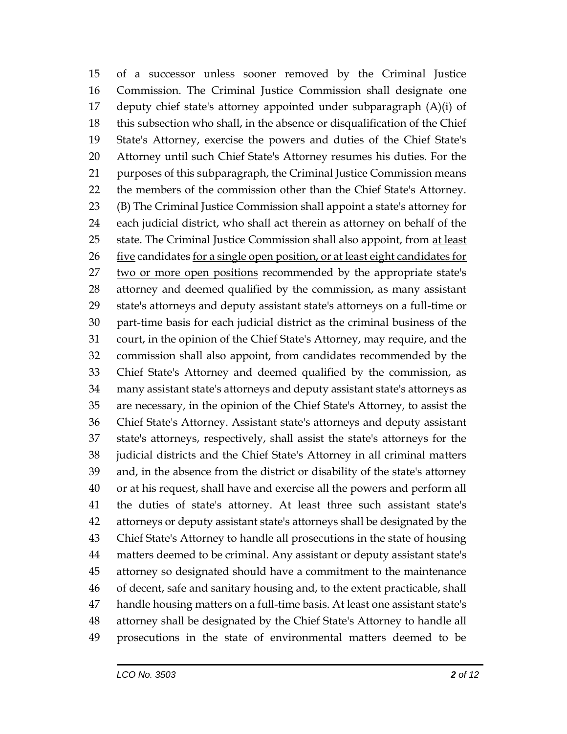of a successor unless sooner removed by the Criminal Justice Commission. The Criminal Justice Commission shall designate one deputy chief state's attorney appointed under subparagraph (A)(i) of this subsection who shall, in the absence or disqualification of the Chief State's Attorney, exercise the powers and duties of the Chief State's Attorney until such Chief State's Attorney resumes his duties. For the purposes of this subparagraph, the Criminal Justice Commission means the members of the commission other than the Chief State's Attorney. (B) The Criminal Justice Commission shall appoint a state's attorney for each judicial district, who shall act therein as attorney on behalf of the state. The Criminal Justice Commission shall also appoint, from at least five candidates for a single open position, or at least eight candidates for two or more open positions recommended by the appropriate state's attorney and deemed qualified by the commission, as many assistant state's attorneys and deputy assistant state's attorneys on a full-time or part-time basis for each judicial district as the criminal business of the court, in the opinion of the Chief State's Attorney, may require, and the commission shall also appoint, from candidates recommended by the Chief State's Attorney and deemed qualified by the commission, as many assistant state's attorneys and deputy assistant state's attorneys as are necessary, in the opinion of the Chief State's Attorney, to assist the Chief State's Attorney. Assistant state's attorneys and deputy assistant state's attorneys, respectively, shall assist the state's attorneys for the judicial districts and the Chief State's Attorney in all criminal matters and, in the absence from the district or disability of the state's attorney or at his request, shall have and exercise all the powers and perform all the duties of state's attorney. At least three such assistant state's attorneys or deputy assistant state's attorneys shall be designated by the Chief State's Attorney to handle all prosecutions in the state of housing matters deemed to be criminal. Any assistant or deputy assistant state's attorney so designated should have a commitment to the maintenance of decent, safe and sanitary housing and, to the extent practicable, shall handle housing matters on a full-time basis. At least one assistant state's attorney shall be designated by the Chief State's Attorney to handle all prosecutions in the state of environmental matters deemed to be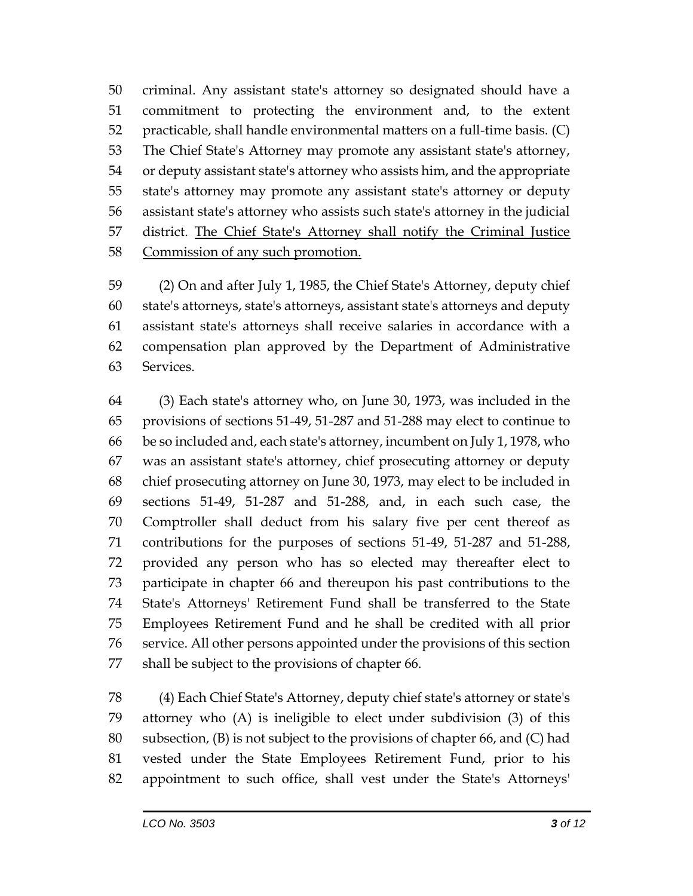50 criminal. Any assistant state's attorney so designated should have a
51 commitment to protecting the environment and, to the extent
52 practicable, shall handle environmental matters on a full-time basis. (C)
53 The Chief State's Attorney may promote any assistant state's attorney,
54 or deputy assistant state's attorney who assists him, and the appropriate
55 state's attorney may promote any assistant state's attorney or deputy
56 assistant state's attorney who assists such state's attorney in the judicial
57 district. <u>The Chief State's Attorney shall notify the Criminal Justice</u>
58 <u>Commission of any such promotion.</u>

59 (2) On and after July 1, 1985, the Chief State's Attorney, deputy chief
60 state's attorneys, state's attorneys, assistant state's attorneys and deputy
61 assistant state's attorneys shall receive salaries in accordance with a
62 compensation plan approved by the Department of Administrative
63 Services.

64 (3) Each state's attorney who, on June 30, 1973, was included in the
65 provisions of sections 51-49, 51-287 and 51-288 may elect to continue to
66 be so included and, each state's attorney, incumbent on July 1, 1978, who
67 was an assistant state's attorney, chief prosecuting attorney or deputy
68 chief prosecuting attorney on June 30, 1973, may elect to be included in
69 sections 51-49, 51-287 and 51-288, and, in each such case, the
70 Comptroller shall deduct from his salary five per cent thereof as
71 contributions for the purposes of sections 51-49, 51-287 and 51-288,
72 provided any person who has so elected may thereafter elect to
73 participate in chapter 66 and thereupon his past contributions to the
74 State's Attorneys' Retirement Fund shall be transferred to the State
75 Employees Retirement Fund and he shall be credited with all prior
76 service. All other persons appointed under the provisions of this section
77 shall be subject to the provisions of chapter 66.

78 (4) Each Chief State's Attorney, deputy chief state's attorney or state's
79 attorney who (A) is ineligible to elect under subdivision (3) of this
80 subsection, (B) is not subject to the provisions of chapter 66, and (C) had
81 vested under the State Employees Retirement Fund, prior to his
82 appointment to such office, shall vest under the State's Attorneys'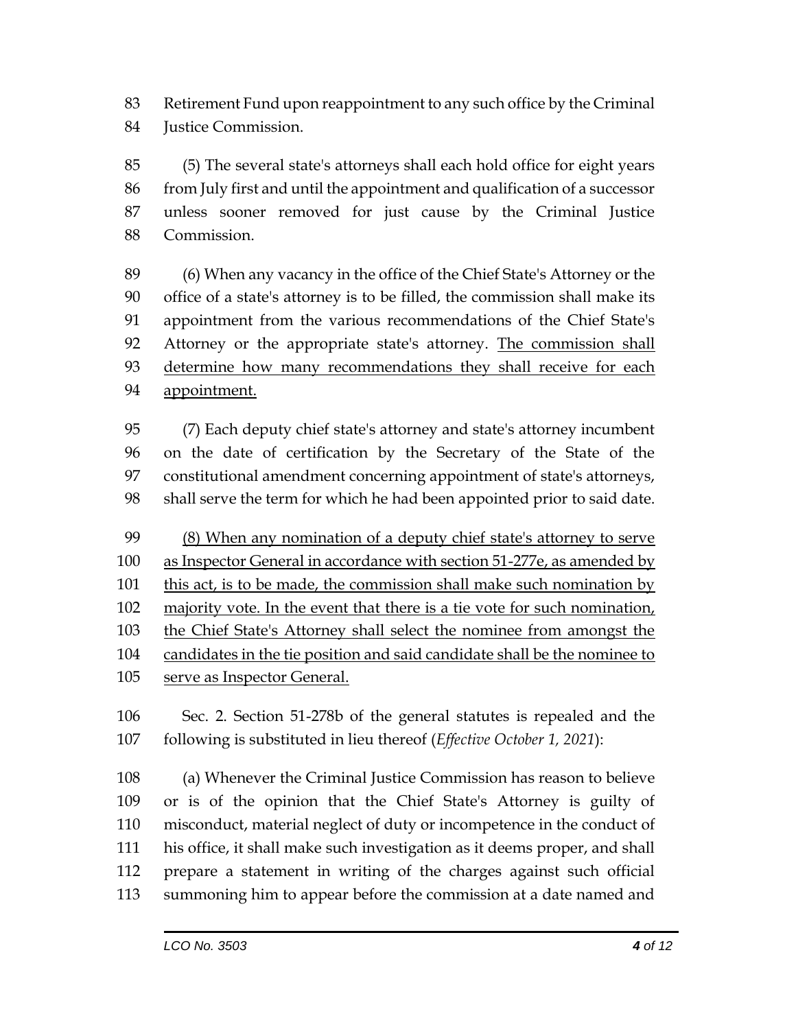Retirement Fund upon reappointment to any such office by the Criminal Justice Commission.

(5) The several state's attorneys shall each hold office for eight years from July first and until the appointment and qualification of a successor unless sooner removed for just cause by the Criminal Justice Commission.

(6) When any vacancy in the office of the Chief State's Attorney or the office of a state's attorney is to be filled, the commission shall make its appointment from the various recommendations of the Chief State's Attorney or the appropriate state's attorney. <u>The commission shall determine how many recommendations they shall receive for each appointment.</u>

(7) Each deputy chief state's attorney and state's attorney incumbent on the date of certification by the Secretary of the State of the constitutional amendment concerning appointment of state's attorneys, shall serve the term for which he had been appointed prior to said date.

<u>(8) When any nomination of a deputy chief state's attorney to serve as Inspector General in accordance with section 51-277e, as amended by this act, is to be made, the commission shall make such nomination by majority vote. In the event that there is a tie vote for such nomination, the Chief State's Attorney shall select the nominee from amongst the candidates in the tie position and said candidate shall be the nominee to serve as Inspector General.</u>

Sec. 2. Section 51-278b of the general statutes is repealed and the following is substituted in lieu thereof (*Effective October 1, 2021*):

(a) Whenever the Criminal Justice Commission has reason to believe or is of the opinion that the Chief State's Attorney is guilty of misconduct, material neglect of duty or incompetence in the conduct of his office, it shall make such investigation as it deems proper, and shall prepare a statement in writing of the charges against such official summoning him to appear before the commission at a date named and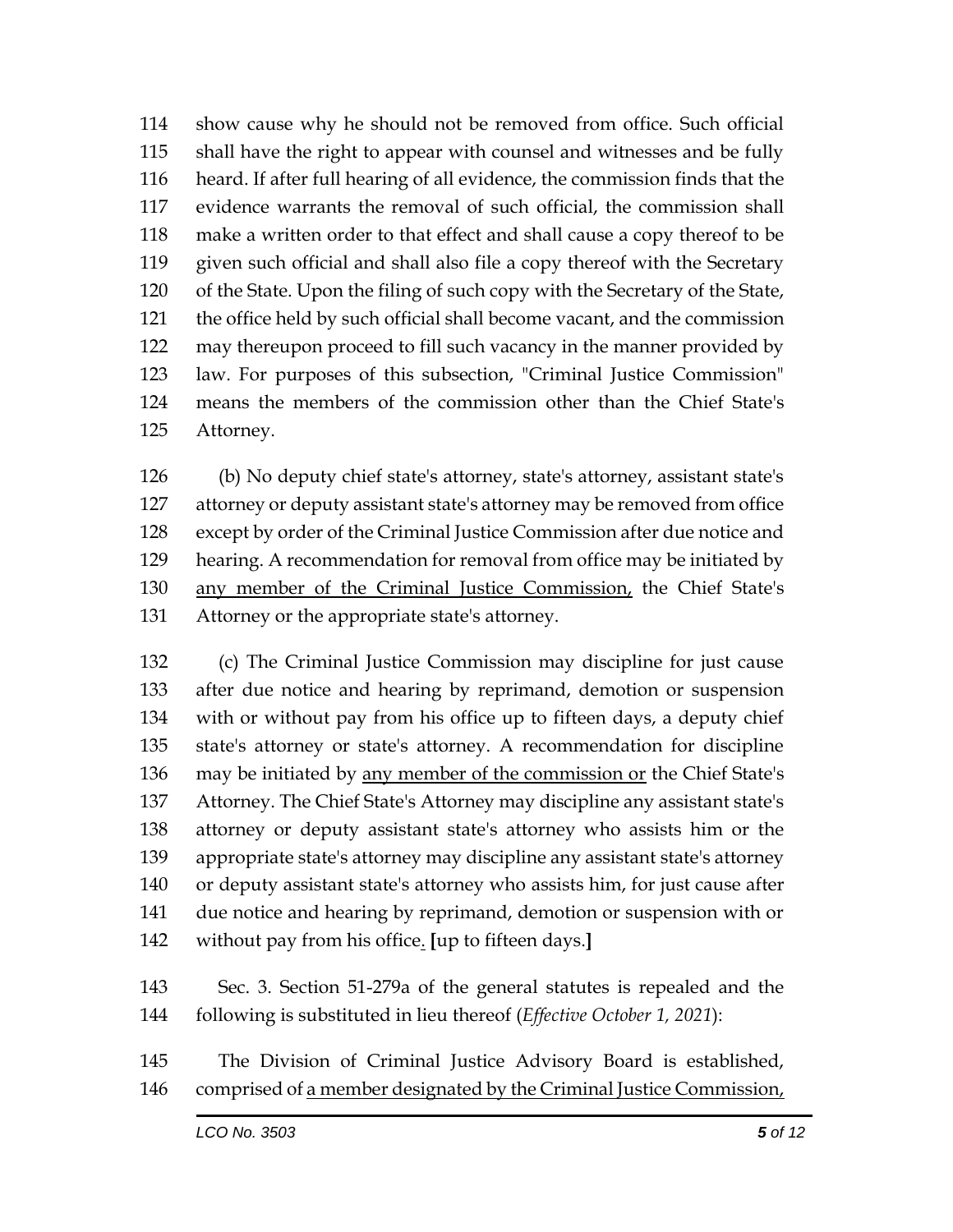114 show cause why he should not be removed from office. Such official
115 shall have the right to appear with counsel and witnesses and be fully
116 heard. If after full hearing of all evidence, the commission finds that the
117 evidence warrants the removal of such official, the commission shall
118 make a written order to that effect and shall cause a copy thereof to be
119 given such official and shall also file a copy thereof with the Secretary
120 of the State. Upon the filing of such copy with the Secretary of the State,
121 the office held by such official shall become vacant, and the commission
122 may thereupon proceed to fill such vacancy in the manner provided by
123 law. For purposes of this subsection, "Criminal Justice Commission"
124 means the members of the commission other than the Chief State's
125 Attorney.

126 (b) No deputy chief state's attorney, state's attorney, assistant state's
127 attorney or deputy assistant state's attorney may be removed from office
128 except by order of the Criminal Justice Commission after due notice and
129 hearing. A recommendation for removal from office may be initiated by
130 <u>any member of the Criminal Justice Commission,</u> the Chief State's
131 Attorney or the appropriate state's attorney.

132 (c) The Criminal Justice Commission may discipline for just cause
133 after due notice and hearing by reprimand, demotion or suspension
134 with or without pay from his office up to fifteen days, a deputy chief
135 state's attorney or state's attorney. A recommendation for discipline
136 may be initiated by <u>any member of the commission or</u> the Chief State's
137 Attorney. The Chief State's Attorney may discipline any assistant state's
138 attorney or deputy assistant state's attorney who assists him or the
139 appropriate state's attorney may discipline any assistant state's attorney
140 or deputy assistant state's attorney who assists him, for just cause after
141 due notice and hearing by reprimand, demotion or suspension with or
142 without pay from his office<u>.</u> **[**up to fifteen days.**]**

143 Sec. 3. Section 51-279a of the general statutes is repealed and the
144 following is substituted in lieu thereof (*Effective October 1, 2021*):

145 The Division of Criminal Justice Advisory Board is established,
146 comprised of <u>a member designated by the Criminal Justice Commission,</u>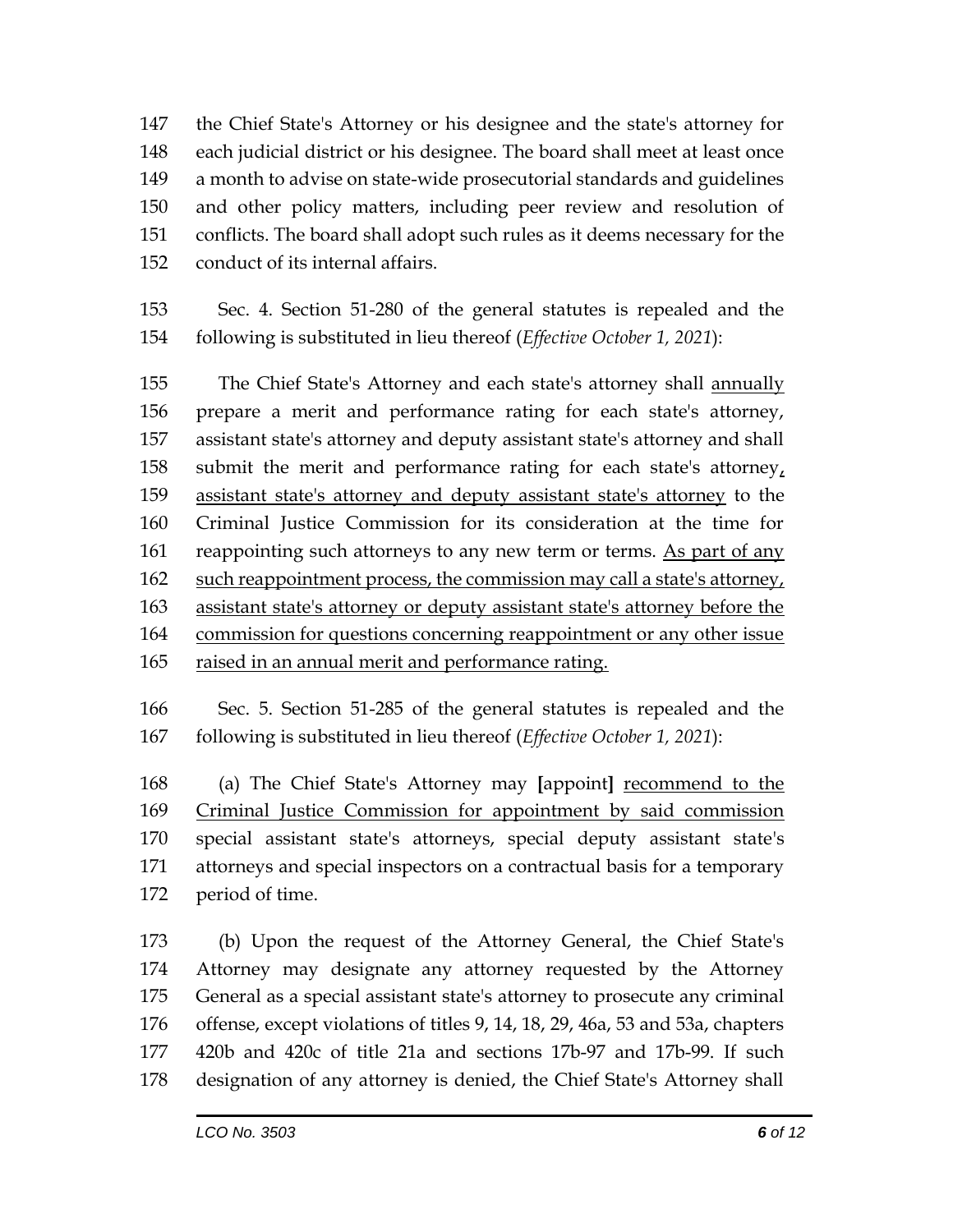the Chief State's Attorney or his designee and the state's attorney for each judicial district or his designee. The board shall meet at least once a month to advise on state-wide prosecutorial standards and guidelines and other policy matters, including peer review and resolution of conflicts. The board shall adopt such rules as it deems necessary for the conduct of its internal affairs.

Sec. 4. Section 51-280 of the general statutes is repealed and the following is substituted in lieu thereof (*Effective October 1, 2021*):

The Chief State's Attorney and each state's attorney shall <u>annually</u> prepare a merit and performance rating for each state's attorney, assistant state's attorney and deputy assistant state's attorney and shall submit the merit and performance rating for each state's attorney<u>, assistant state's attorney and deputy assistant state's attorney</u> to the Criminal Justice Commission for its consideration at the time for reappointing such attorneys to any new term or terms. <u>As part of any such reappointment process, the commission may call a state's attorney, assistant state's attorney or deputy assistant state's attorney before the commission for questions concerning reappointment or any other issue raised in an annual merit and performance rating.</u>

Sec. 5. Section 51-285 of the general statutes is repealed and the following is substituted in lieu thereof (*Effective October 1, 2021*):

(a) The Chief State's Attorney may **[**appoint**]** <u>recommend to the Criminal Justice Commission for appointment by said commission</u> special assistant state's attorneys, special deputy assistant state's attorneys and special inspectors on a contractual basis for a temporary period of time.

(b) Upon the request of the Attorney General, the Chief State's Attorney may designate any attorney requested by the Attorney General as a special assistant state's attorney to prosecute any criminal offense, except violations of titles 9, 14, 18, 29, 46a, 53 and 53a, chapters 420b and 420c of title 21a and sections 17b-97 and 17b-99. If such designation of any attorney is denied, the Chief State's Attorney shall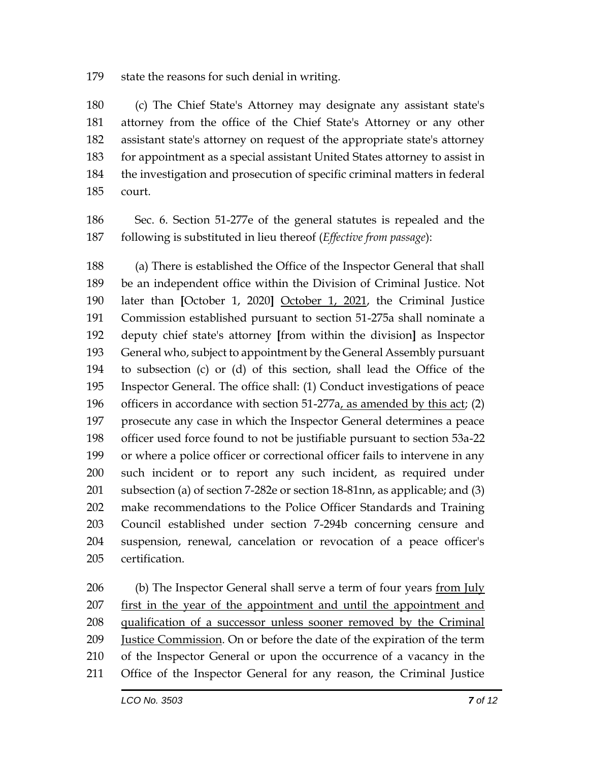state the reasons for such denial in writing.

(c) The Chief State's Attorney may designate any assistant state's attorney from the office of the Chief State's Attorney or any other assistant state's attorney on request of the appropriate state's attorney for appointment as a special assistant United States attorney to assist in the investigation and prosecution of specific criminal matters in federal court.

Sec. 6. Section 51-277e of the general statutes is repealed and the following is substituted in lieu thereof (*Effective from passage*):

(a) There is established the Office of the Inspector General that shall be an independent office within the Division of Criminal Justice. Not later than **[**October 1, 2020**]** <u>October 1, 2021</u>, the Criminal Justice Commission established pursuant to section 51-275a shall nominate a deputy chief state's attorney **[**from within the division**]** as Inspector General who, subject to appointment by the General Assembly pursuant to subsection (c) or (d) of this section, shall lead the Office of the Inspector General. The office shall: (1) Conduct investigations of peace officers in accordance with section 51-277a<u>, as amended by this act</u>; (2) prosecute any case in which the Inspector General determines a peace officer used force found to not be justifiable pursuant to section 53a-22 or where a police officer or correctional officer fails to intervene in any such incident or to report any such incident, as required under subsection (a) of section 7-282e or section 18-81nn, as applicable; and (3) make recommendations to the Police Officer Standards and Training Council established under section 7-294b concerning censure and suspension, renewal, cancelation or revocation of a peace officer's certification.

(b) The Inspector General shall serve a term of four years <u>from July first in the year of the appointment and until the appointment and qualification of a successor unless sooner removed by the Criminal Justice Commission</u>. On or before the date of the expiration of the term of the Inspector General or upon the occurrence of a vacancy in the Office of the Inspector General for any reason, the Criminal Justice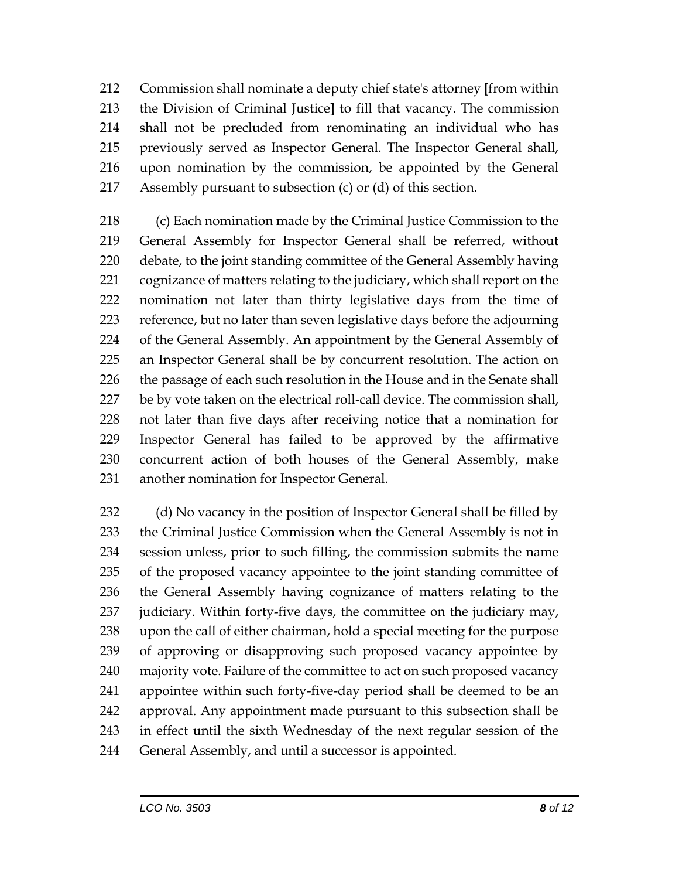Commission shall nominate a deputy chief state's attorney [from within the Division of Criminal Justice] to fill that vacancy. The commission shall not be precluded from renominating an individual who has previously served as Inspector General. The Inspector General shall, upon nomination by the commission, be appointed by the General Assembly pursuant to subsection (c) or (d) of this section.

(c) Each nomination made by the Criminal Justice Commission to the General Assembly for Inspector General shall be referred, without debate, to the joint standing committee of the General Assembly having cognizance of matters relating to the judiciary, which shall report on the nomination not later than thirty legislative days from the time of reference, but no later than seven legislative days before the adjourning of the General Assembly. An appointment by the General Assembly of an Inspector General shall be by concurrent resolution. The action on the passage of each such resolution in the House and in the Senate shall be by vote taken on the electrical roll-call device. The commission shall, not later than five days after receiving notice that a nomination for Inspector General has failed to be approved by the affirmative concurrent action of both houses of the General Assembly, make another nomination for Inspector General.

(d) No vacancy in the position of Inspector General shall be filled by the Criminal Justice Commission when the General Assembly is not in session unless, prior to such filling, the commission submits the name of the proposed vacancy appointee to the joint standing committee of the General Assembly having cognizance of matters relating to the judiciary. Within forty-five days, the committee on the judiciary may, upon the call of either chairman, hold a special meeting for the purpose of approving or disapproving such proposed vacancy appointee by majority vote. Failure of the committee to act on such proposed vacancy appointee within such forty-five-day period shall be deemed to be an approval. Any appointment made pursuant to this subsection shall be in effect until the sixth Wednesday of the next regular session of the General Assembly, and until a successor is appointed.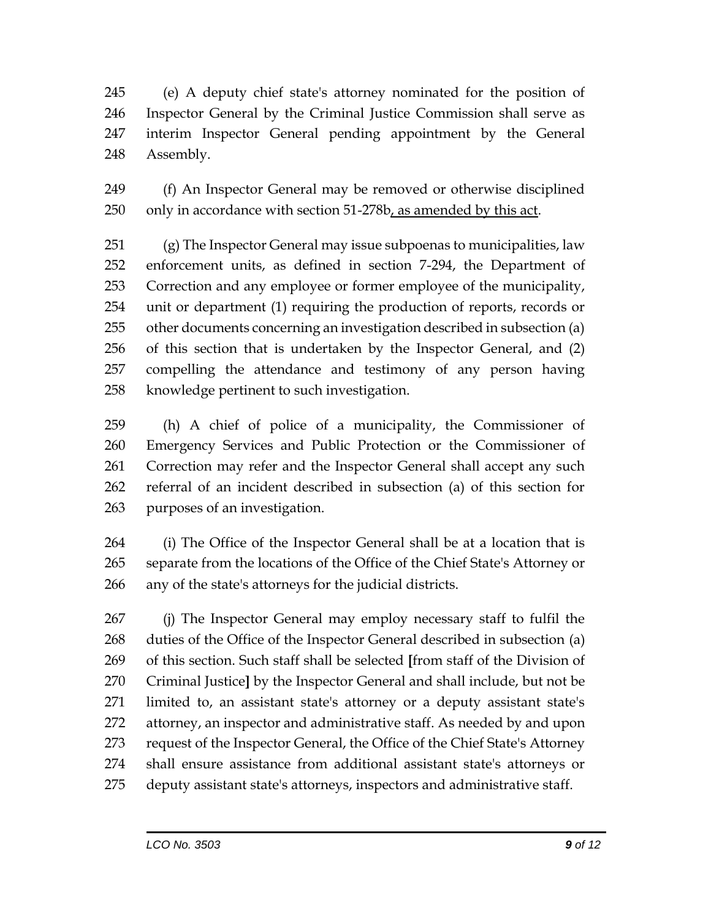(e) A deputy chief state's attorney nominated for the position of Inspector General by the Criminal Justice Commission shall serve as interim Inspector General pending appointment by the General Assembly.

(f) An Inspector General may be removed or otherwise disciplined only in accordance with section 51-278b<u>, as amended by this act</u>.

(g) The Inspector General may issue subpoenas to municipalities, law enforcement units, as defined in section 7-294, the Department of Correction and any employee or former employee of the municipality, unit or department (1) requiring the production of reports, records or other documents concerning an investigation described in subsection (a) of this section that is undertaken by the Inspector General, and (2) compelling the attendance and testimony of any person having knowledge pertinent to such investigation.

(h) A chief of police of a municipality, the Commissioner of Emergency Services and Public Protection or the Commissioner of Correction may refer and the Inspector General shall accept any such referral of an incident described in subsection (a) of this section for purposes of an investigation.

(i) The Office of the Inspector General shall be at a location that is separate from the locations of the Office of the Chief State's Attorney or any of the state's attorneys for the judicial districts.

(j) The Inspector General may employ necessary staff to fulfil the duties of the Office of the Inspector General described in subsection (a) of this section. Such staff shall be selected **[**from staff of the Division of Criminal Justice**]** by the Inspector General and shall include, but not be limited to, an assistant state's attorney or a deputy assistant state's attorney, an inspector and administrative staff. As needed by and upon request of the Inspector General, the Office of the Chief State's Attorney shall ensure assistance from additional assistant state's attorneys or deputy assistant state's attorneys, inspectors and administrative staff.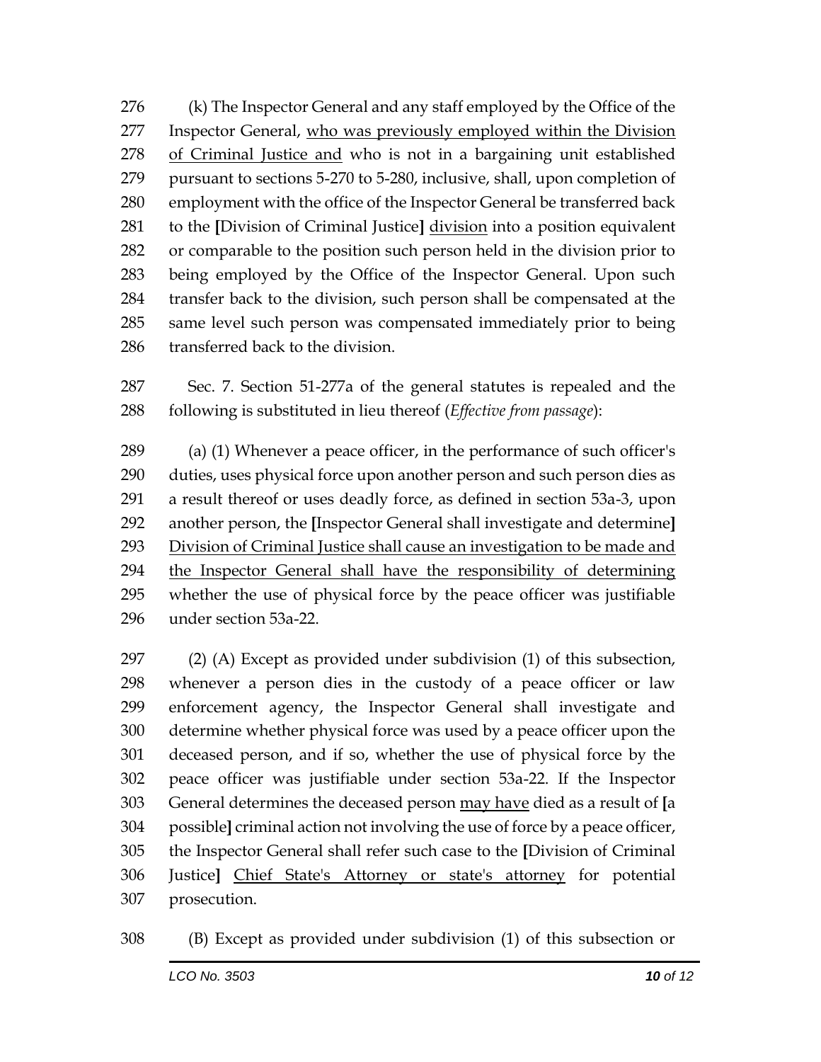(k) The Inspector General and any staff employed by the Office of the Inspector General, <u>who was previously employed within the Division of Criminal Justice and</u> who is not in a bargaining unit established pursuant to sections 5-270 to 5-280, inclusive, shall, upon completion of employment with the office of the Inspector General be transferred back to the **[**Division of Criminal Justice**]** <u>division</u> into a position equivalent or comparable to the position such person held in the division prior to being employed by the Office of the Inspector General. Upon such transfer back to the division, such person shall be compensated at the same level such person was compensated immediately prior to being transferred back to the division.

Sec. 7. Section 51-277a of the general statutes is repealed and the following is substituted in lieu thereof (*Effective from passage*):

(a) (1) Whenever a peace officer, in the performance of such officer's duties, uses physical force upon another person and such person dies as a result thereof or uses deadly force, as defined in section 53a-3, upon another person, the **[**Inspector General shall investigate and determine**]** <u>Division of Criminal Justice shall cause an investigation to be made and the Inspector General shall have the responsibility of determining</u> whether the use of physical force by the peace officer was justifiable under section 53a-22.

(2) (A) Except as provided under subdivision (1) of this subsection, whenever a person dies in the custody of a peace officer or law enforcement agency, the Inspector General shall investigate and determine whether physical force was used by a peace officer upon the deceased person, and if so, whether the use of physical force by the peace officer was justifiable under section 53a-22. If the Inspector General determines the deceased person <u>may have</u> died as a result of **[**a possible**]** criminal action not involving the use of force by a peace officer, the Inspector General shall refer such case to the **[**Division of Criminal Justice**]** <u>Chief State's Attorney or state's attorney</u> for potential prosecution.

(B) Except as provided under subdivision (1) of this subsection or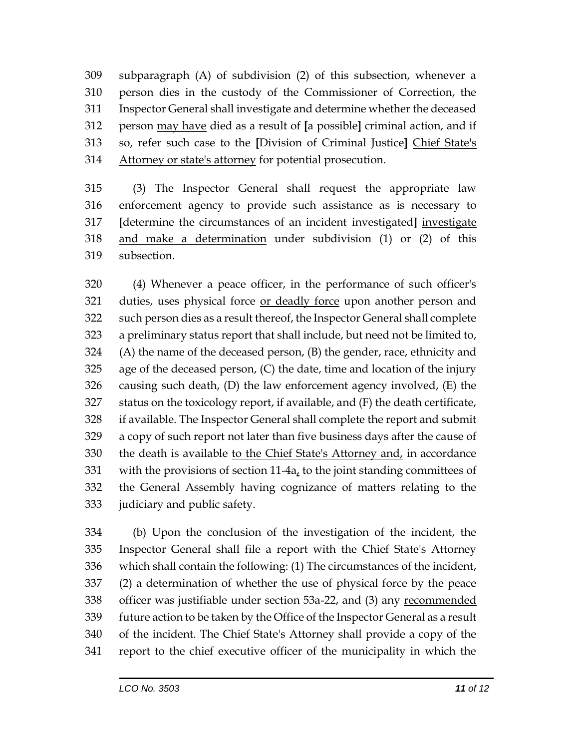309 subparagraph (A) of subdivision (2) of this subsection, whenever a
310 person dies in the custody of the Commissioner of Correction, the
311 Inspector General shall investigate and determine whether the deceased
312 person <u>may have</u> died as a result of **[**a possible**]** criminal action, and if
313 so, refer such case to the **[**Division of Criminal Justice**]** <u>Chief State's</u>
314 <u>Attorney or state's attorney</u> for potential prosecution.

315 (3) The Inspector General shall request the appropriate law
316 enforcement agency to provide such assistance as is necessary to
317 **[**determine the circumstances of an incident investigated**]** <u>investigate</u>
318 <u>and make a determination</u> under subdivision (1) or (2) of this
319 subsection.

320 (4) Whenever a peace officer, in the performance of such officer's
321 duties, uses physical force <u>or deadly force</u> upon another person and
322 such person dies as a result thereof, the Inspector General shall complete
323 a preliminary status report that shall include, but need not be limited to,
324 (A) the name of the deceased person, (B) the gender, race, ethnicity and
325 age of the deceased person, (C) the date, time and location of the injury
326 causing such death, (D) the law enforcement agency involved, (E) the
327 status on the toxicology report, if available, and (F) the death certificate,
328 if available. The Inspector General shall complete the report and submit
329 a copy of such report not later than five business days after the cause of
330 the death is available <u>to the Chief State's Attorney and,</u> in accordance
331 with the provisions of section 11-4a<u>,</u> to the joint standing committees of
332 the General Assembly having cognizance of matters relating to the
333 judiciary and public safety.

334 (b) Upon the conclusion of the investigation of the incident, the
335 Inspector General shall file a report with the Chief State's Attorney
336 which shall contain the following: (1) The circumstances of the incident,
337 (2) a determination of whether the use of physical force by the peace
338 officer was justifiable under section 53a-22, and (3) any <u>recommended</u>
339 future action to be taken by the Office of the Inspector General as a result
340 of the incident. The Chief State's Attorney shall provide a copy of the
341 report to the chief executive officer of the municipality in which the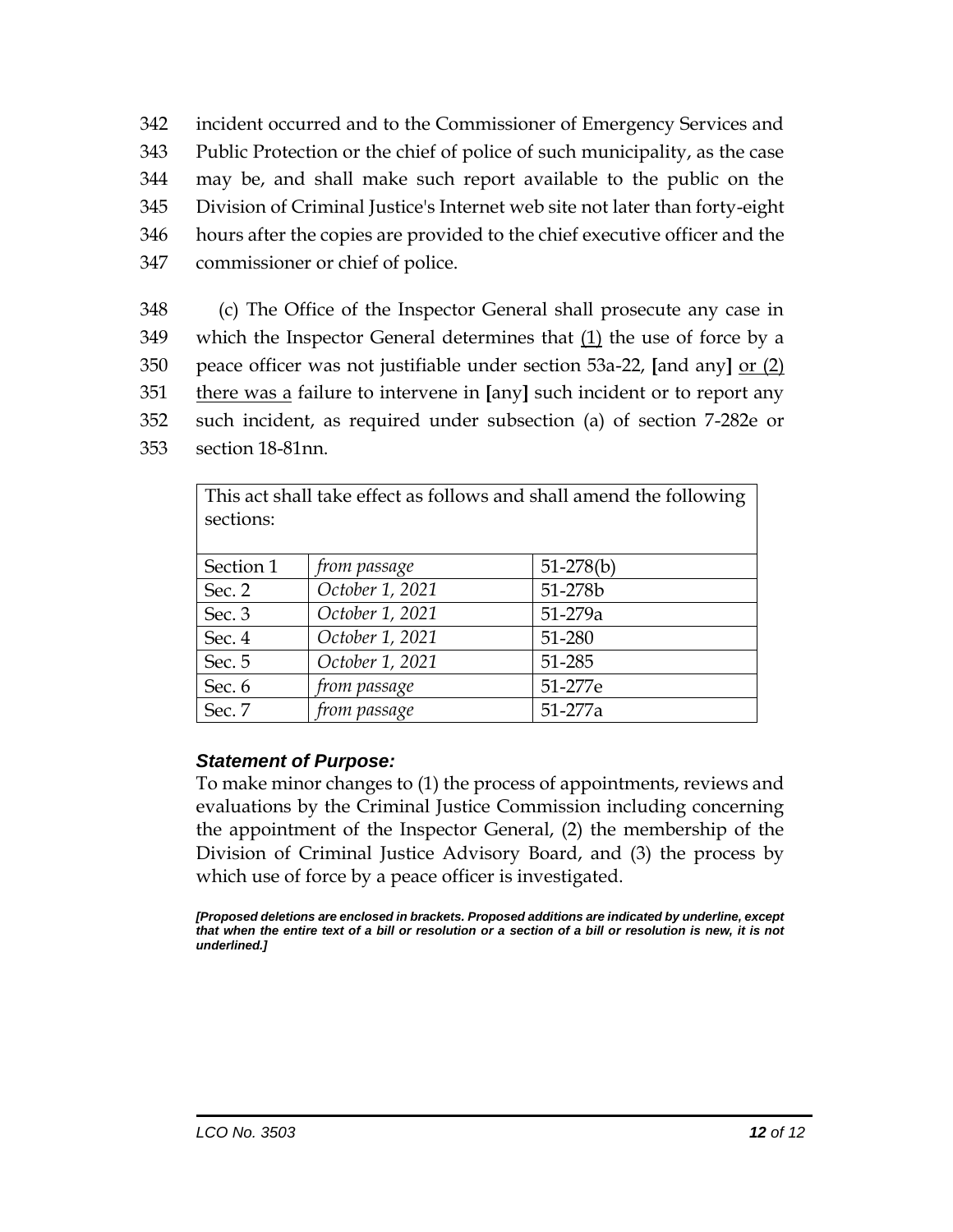342 incident occurred and to the Commissioner of Emergency Services and
343 Public Protection or the chief of police of such municipality, as the case
344 may be, and shall make such report available to the public on the
345 Division of Criminal Justice's Internet web site not later than forty-eight
346 hours after the copies are provided to the chief executive officer and the
347 commissioner or chief of police.

348 (c) The Office of the Inspector General shall prosecute any case in
349 which the Inspector General determines that <u>(1)</u> the use of force by a
350 peace officer was not justifiable under section 53a-22, **[**and any**]** <u>or (2)</u>
351 <u>there was a</u> failure to intervene in **[**any**]** such incident or to report any
352 such incident, as required under subsection (a) of section 7-282e or
353 section 18-81nn.

| This act shall take effect as follows and shall amend the following sections: | | |
|---|---|---|
| Section 1 | *from passage* | 51-278(b) |
| Sec. 2 | *October 1, 2021* | 51-278b |
| Sec. 3 | *October 1, 2021* | 51-279a |
| Sec. 4 | *October 1, 2021* | 51-280 |
| Sec. 5 | *October 1, 2021* | 51-285 |
| Sec. 6 | *from passage* | 51-277e |
| Sec. 7 | *from passage* | 51-277a |

### *Statement of Purpose:*

To make minor changes to (1) the process of appointments, reviews and evaluations by the Criminal Justice Commission including concerning the appointment of the Inspector General, (2) the membership of the Division of Criminal Justice Advisory Board, and (3) the process by which use of force by a peace officer is investigated.

***[Proposed deletions are enclosed in brackets. Proposed additions are indicated by underline, except that when the entire text of a bill or resolution or a section of a bill or resolution is new, it is not underlined.]***